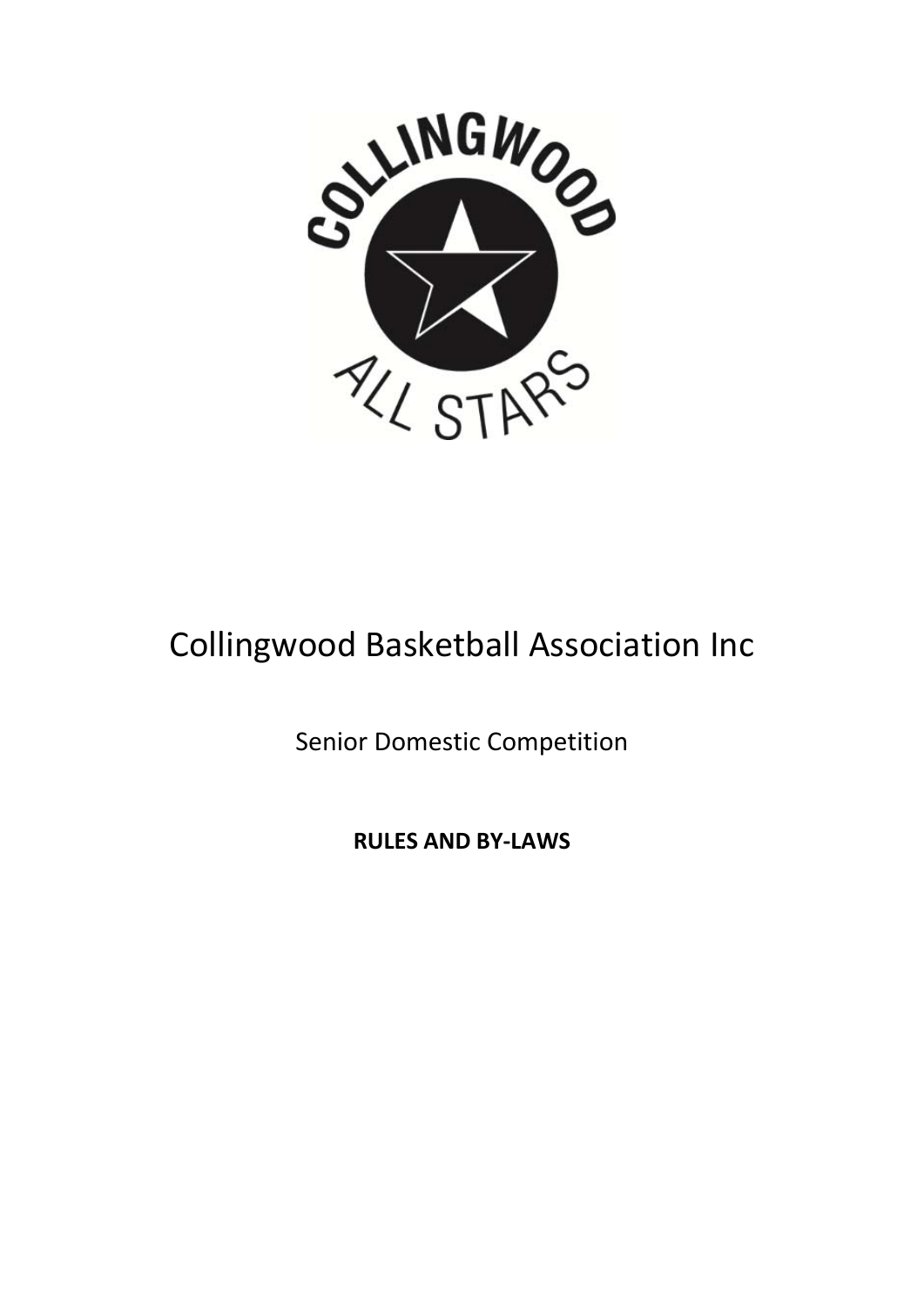# Collingwood Basketball Association Inc

Senior Domestic Competition

**RULES AND BY-LAWS**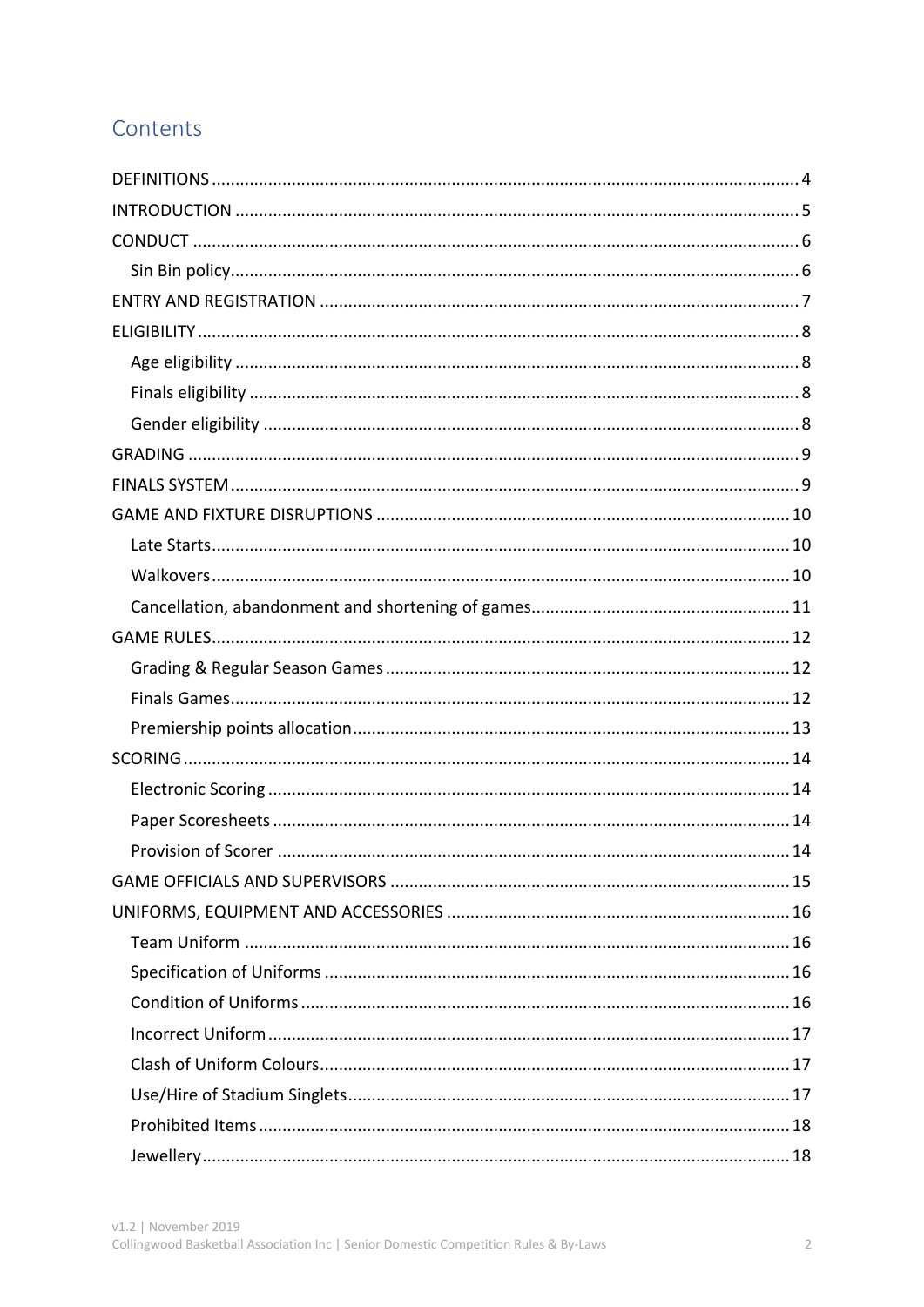# Contents

DEFINITIONS ........ 4
INTRODUCTION ........ 5
CONDUCT ........ 6
  Sin Bin policy ........ 6
ENTRY AND REGISTRATION ........ 7
ELIGIBILITY ........ 8
  Age eligibility ........ 8
  Finals eligibility ........ 8
  Gender eligibility ........ 8
GRADING ........ 9
FINALS SYSTEM ........ 9
GAME AND FIXTURE DISRUPTIONS ........ 10
  Late Starts ........ 10
  Walkovers ........ 10
  Cancellation, abandonment and shortening of games ........ 11
GAME RULES ........ 12
  Grading & Regular Season Games ........ 12
  Finals Games ........ 12
  Premiership points allocation ........ 13
SCORING ........ 14
  Electronic Scoring ........ 14
  Paper Scoresheets ........ 14
  Provision of Scorer ........ 14
GAME OFFICIALS AND SUPERVISORS ........ 15
UNIFORMS, EQUIPMENT AND ACCESSORIES ........ 16
  Team Uniform ........ 16
  Specification of Uniforms ........ 16
  Condition of Uniforms ........ 16
  Incorrect Uniform ........ 17
  Clash of Uniform Colours ........ 17
  Use/Hire of Stadium Singlets ........ 17
  Prohibited Items ........ 18
  Jewellery ........ 18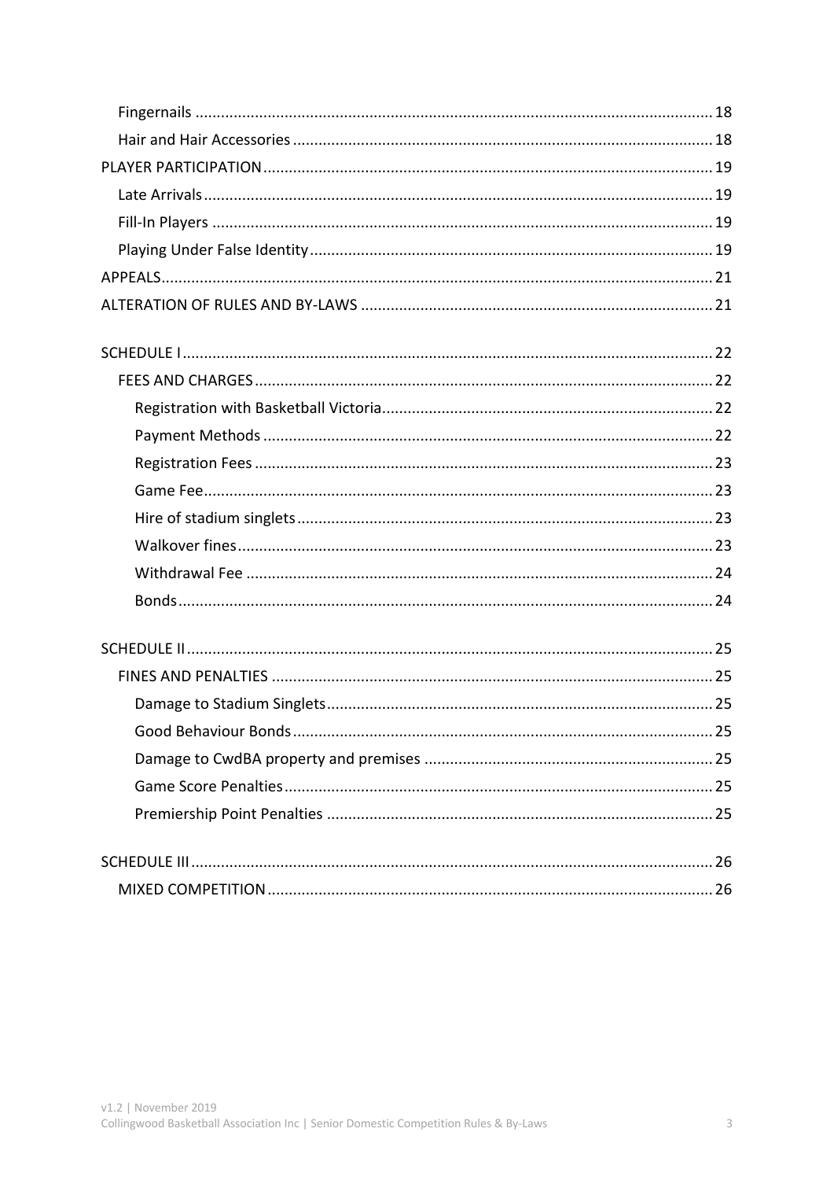- Fingernails ........ 18
- Hair and Hair Accessories ........ 18

PLAYER PARTICIPATION ........ 19

- Late Arrivals ........ 19
- Fill-In Players ........ 19
- Playing Under False Identity ........ 19

APPEALS ........ 21

ALTERATION OF RULES AND BY-LAWS ........ 21

SCHEDULE I ........ 22

- FEES AND CHARGES ........ 22
  - Registration with Basketball Victoria ........ 22
  - Payment Methods ........ 22
  - Registration Fees ........ 23
  - Game Fee ........ 23
  - Hire of stadium singlets ........ 23
  - Walkover fines ........ 23
  - Withdrawal Fee ........ 24
  - Bonds ........ 24

SCHEDULE II ........ 25

- FINES AND PENALTIES ........ 25
  - Damage to Stadium Singlets ........ 25
  - Good Behaviour Bonds ........ 25
  - Damage to CwdBA property and premises ........ 25
  - Game Score Penalties ........ 25
  - Premiership Point Penalties ........ 25

SCHEDULE III ........ 26

- MIXED COMPETITION ........ 26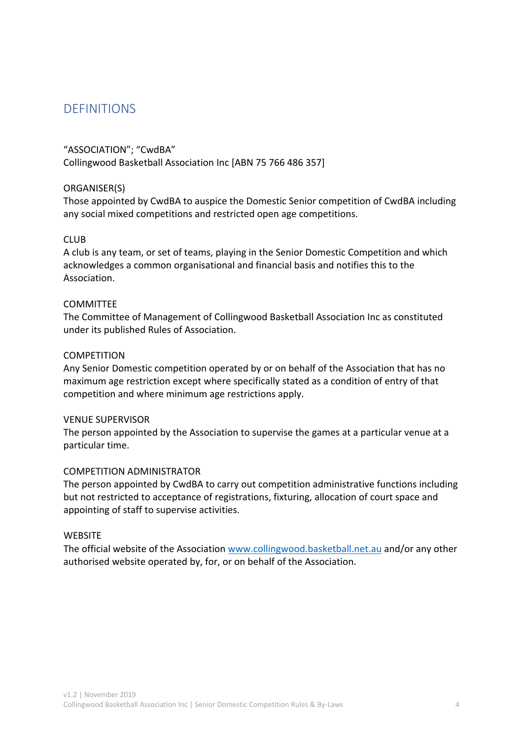## DEFINITIONS

"ASSOCIATION"; "CwdBA"
Collingwood Basketball Association Inc [ABN 75 766 486 357]

ORGANISER(S)
Those appointed by CwdBA to auspice the Domestic Senior competition of CwdBA including any social mixed competitions and restricted open age competitions.

CLUB
A club is any team, or set of teams, playing in the Senior Domestic Competition and which acknowledges a common organisational and financial basis and notifies this to the Association.

COMMITTEE
The Committee of Management of Collingwood Basketball Association Inc as constituted under its published Rules of Association.

COMPETITION
Any Senior Domestic competition operated by or on behalf of the Association that has no maximum age restriction except where specifically stated as a condition of entry of that competition and where minimum age restrictions apply.

VENUE SUPERVISOR
The person appointed by the Association to supervise the games at a particular venue at a particular time.

COMPETITION ADMINISTRATOR
The person appointed by CwdBA to carry out competition administrative functions including but not restricted to acceptance of registrations, fixturing, allocation of court space and appointing of staff to supervise activities.

WEBSITE
The official website of the Association www.collingwood.basketball.net.au and/or any other authorised website operated by, for, or on behalf of the Association.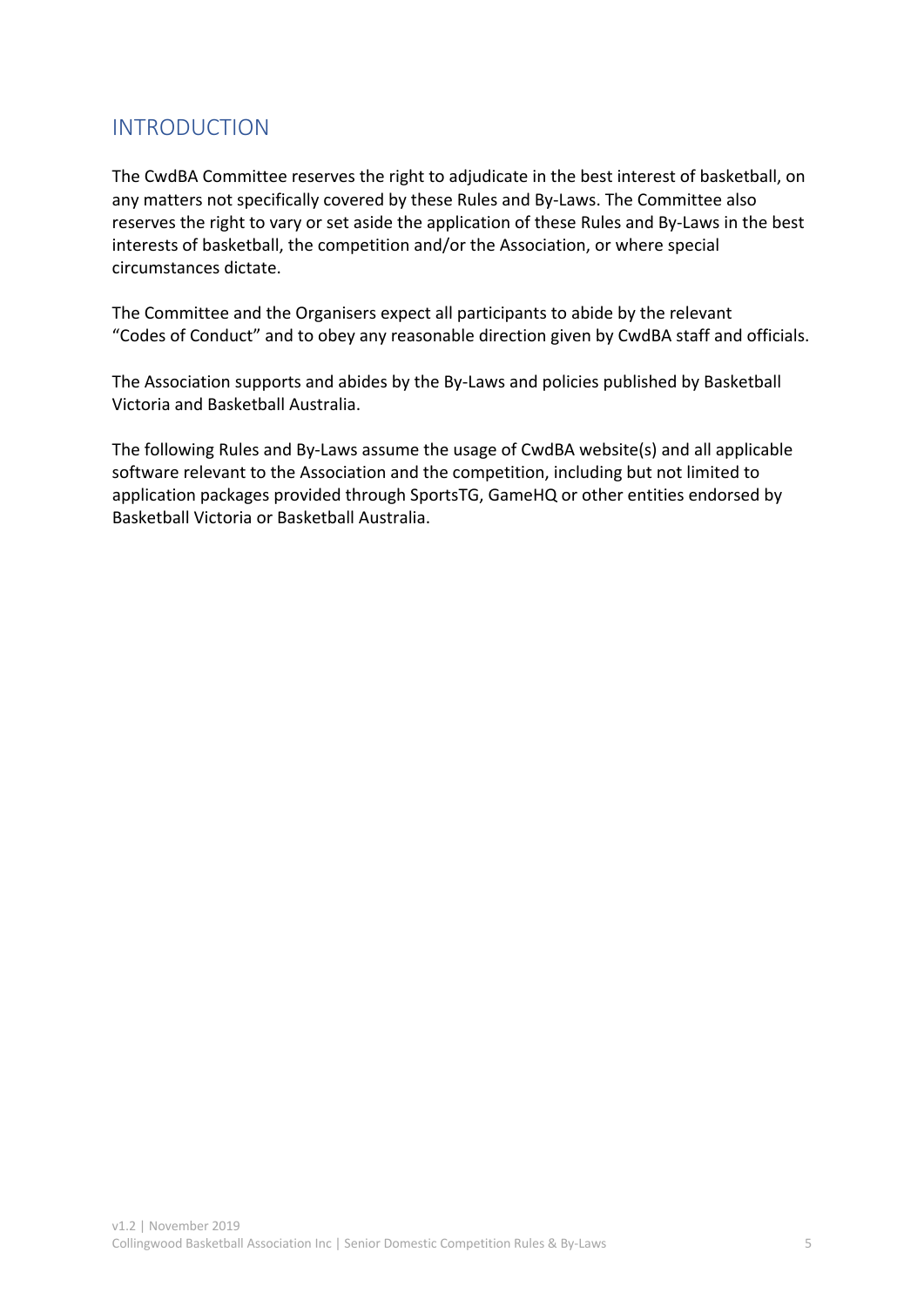## INTRODUCTION

The CwdBA Committee reserves the right to adjudicate in the best interest of basketball, on any matters not specifically covered by these Rules and By-Laws. The Committee also reserves the right to vary or set aside the application of these Rules and By-Laws in the best interests of basketball, the competition and/or the Association, or where special circumstances dictate.

The Committee and the Organisers expect all participants to abide by the relevant "Codes of Conduct" and to obey any reasonable direction given by CwdBA staff and officials.

The Association supports and abides by the By-Laws and policies published by Basketball Victoria and Basketball Australia.

The following Rules and By-Laws assume the usage of CwdBA website(s) and all applicable software relevant to the Association and the competition, including but not limited to application packages provided through SportsTG, GameHQ or other entities endorsed by Basketball Victoria or Basketball Australia.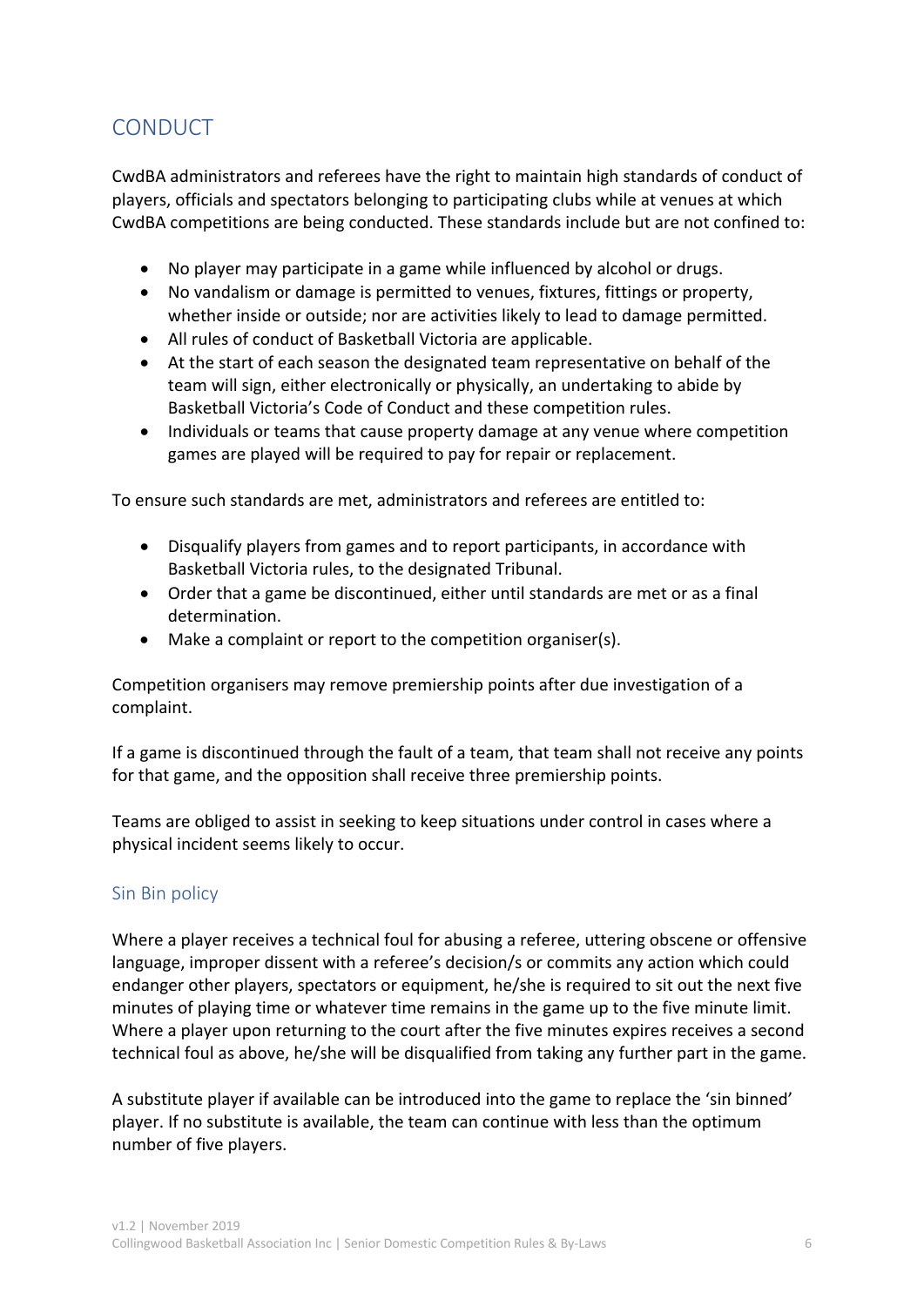## CONDUCT

CwdBA administrators and referees have the right to maintain high standards of conduct of players, officials and spectators belonging to participating clubs while at venues at which CwdBA competitions are being conducted. These standards include but are not confined to:

- No player may participate in a game while influenced by alcohol or drugs.
- No vandalism or damage is permitted to venues, fixtures, fittings or property, whether inside or outside; nor are activities likely to lead to damage permitted.
- All rules of conduct of Basketball Victoria are applicable.
- At the start of each season the designated team representative on behalf of the team will sign, either electronically or physically, an undertaking to abide by Basketball Victoria's Code of Conduct and these competition rules.
- Individuals or teams that cause property damage at any venue where competition games are played will be required to pay for repair or replacement.

To ensure such standards are met, administrators and referees are entitled to:

- Disqualify players from games and to report participants, in accordance with Basketball Victoria rules, to the designated Tribunal.
- Order that a game be discontinued, either until standards are met or as a final determination.
- Make a complaint or report to the competition organiser(s).

Competition organisers may remove premiership points after due investigation of a complaint.

If a game is discontinued through the fault of a team, that team shall not receive any points for that game, and the opposition shall receive three premiership points.

Teams are obliged to assist in seeking to keep situations under control in cases where a physical incident seems likely to occur.

### Sin Bin policy

Where a player receives a technical foul for abusing a referee, uttering obscene or offensive language, improper dissent with a referee's decision/s or commits any action which could endanger other players, spectators or equipment, he/she is required to sit out the next five minutes of playing time or whatever time remains in the game up to the five minute limit. Where a player upon returning to the court after the five minutes expires receives a second technical foul as above, he/she will be disqualified from taking any further part in the game.

A substitute player if available can be introduced into the game to replace the 'sin binned' player. If no substitute is available, the team can continue with less than the optimum number of five players.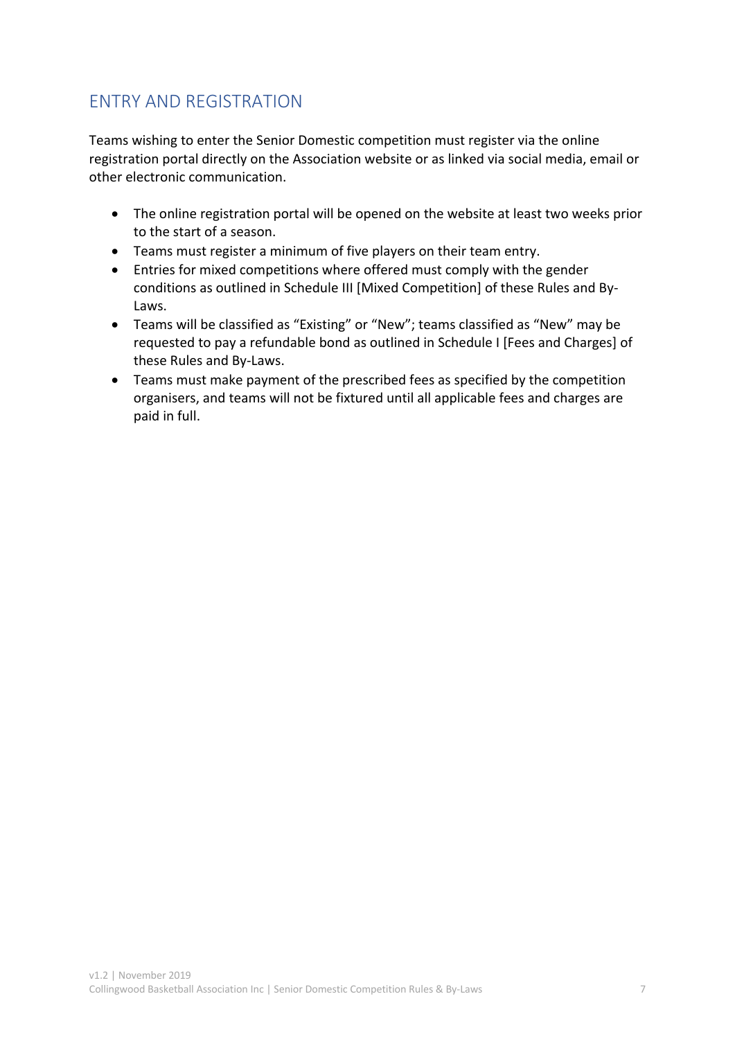## ENTRY AND REGISTRATION

Teams wishing to enter the Senior Domestic competition must register via the online registration portal directly on the Association website or as linked via social media, email or other electronic communication.

- The online registration portal will be opened on the website at least two weeks prior to the start of a season.
- Teams must register a minimum of five players on their team entry.
- Entries for mixed competitions where offered must comply with the gender conditions as outlined in Schedule III [Mixed Competition] of these Rules and By-Laws.
- Teams will be classified as "Existing" or "New"; teams classified as "New" may be requested to pay a refundable bond as outlined in Schedule I [Fees and Charges] of these Rules and By-Laws.
- Teams must make payment of the prescribed fees as specified by the competition organisers, and teams will not be fixtured until all applicable fees and charges are paid in full.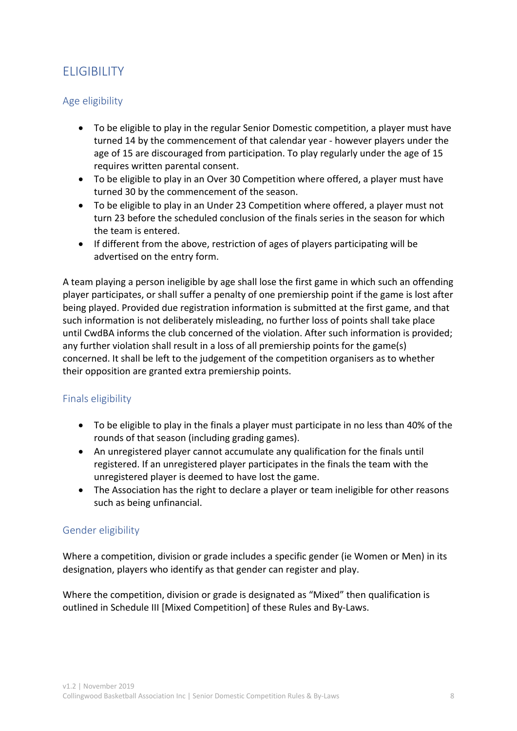# ELIGIBILITY

## Age eligibility

- To be eligible to play in the regular Senior Domestic competition, a player must have turned 14 by the commencement of that calendar year - however players under the age of 15 are discouraged from participation. To play regularly under the age of 15 requires written parental consent.
- To be eligible to play in an Over 30 Competition where offered, a player must have turned 30 by the commencement of the season.
- To be eligible to play in an Under 23 Competition where offered, a player must not turn 23 before the scheduled conclusion of the finals series in the season for which the team is entered.
- If different from the above, restriction of ages of players participating will be advertised on the entry form.

A team playing a person ineligible by age shall lose the first game in which such an offending player participates, or shall suffer a penalty of one premiership point if the game is lost after being played. Provided due registration information is submitted at the first game, and that such information is not deliberately misleading, no further loss of points shall take place until CwdBA informs the club concerned of the violation. After such information is provided; any further violation shall result in a loss of all premiership points for the game(s) concerned. It shall be left to the judgement of the competition organisers as to whether their opposition are granted extra premiership points.

## Finals eligibility

- To be eligible to play in the finals a player must participate in no less than 40% of the rounds of that season (including grading games).
- An unregistered player cannot accumulate any qualification for the finals until registered. If an unregistered player participates in the finals the team with the unregistered player is deemed to have lost the game.
- The Association has the right to declare a player or team ineligible for other reasons such as being unfinancial.

## Gender eligibility

Where a competition, division or grade includes a specific gender (ie Women or Men) in its designation, players who identify as that gender can register and play.

Where the competition, division or grade is designated as "Mixed" then qualification is outlined in Schedule III [Mixed Competition] of these Rules and By-Laws.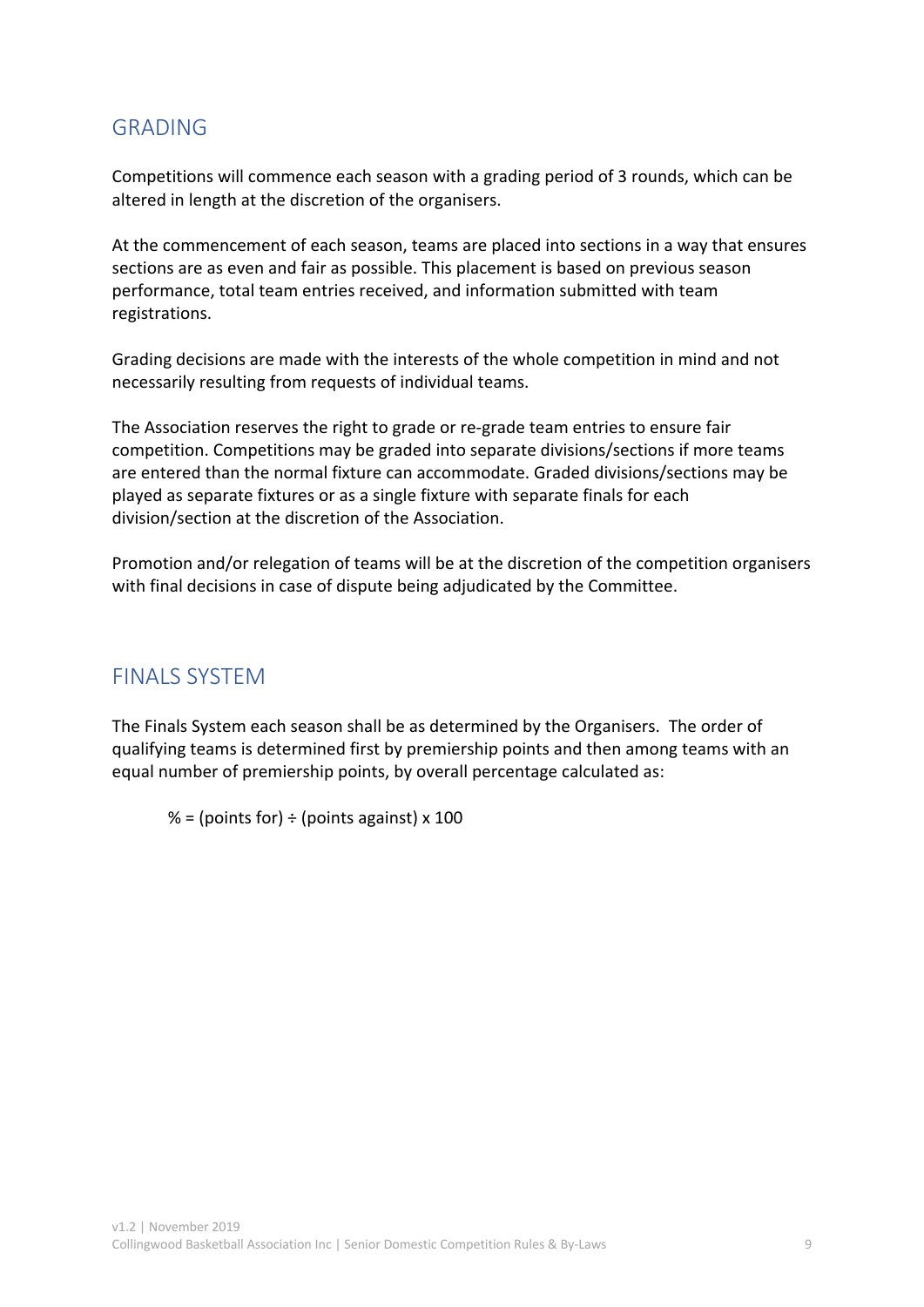## GRADING

Competitions will commence each season with a grading period of 3 rounds, which can be altered in length at the discretion of the organisers.

At the commencement of each season, teams are placed into sections in a way that ensures sections are as even and fair as possible. This placement is based on previous season performance, total team entries received, and information submitted with team registrations.

Grading decisions are made with the interests of the whole competition in mind and not necessarily resulting from requests of individual teams.

The Association reserves the right to grade or re-grade team entries to ensure fair competition. Competitions may be graded into separate divisions/sections if more teams are entered than the normal fixture can accommodate. Graded divisions/sections may be played as separate fixtures or as a single fixture with separate finals for each division/section at the discretion of the Association.

Promotion and/or relegation of teams will be at the discretion of the competition organisers with final decisions in case of dispute being adjudicated by the Committee.

## FINALS SYSTEM

The Finals System each season shall be as determined by the Organisers. The order of qualifying teams is determined first by premiership points and then among teams with an equal number of premiership points, by overall percentage calculated as:

$$\% = (\text{points for}) \div (\text{points against}) \times 100$$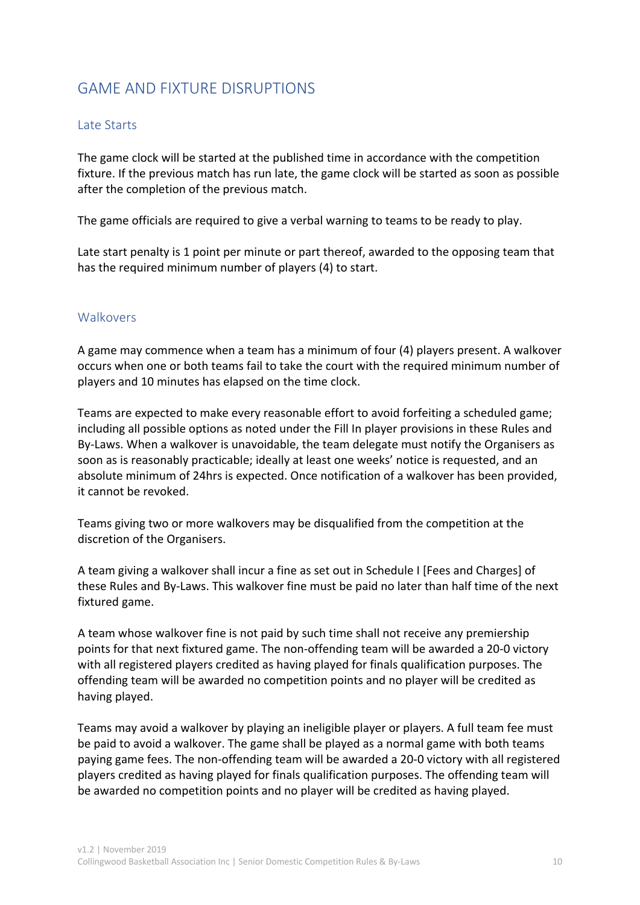## GAME AND FIXTURE DISRUPTIONS

### Late Starts

The game clock will be started at the published time in accordance with the competition fixture. If the previous match has run late, the game clock will be started as soon as possible after the completion of the previous match.

The game officials are required to give a verbal warning to teams to be ready to play.

Late start penalty is 1 point per minute or part thereof, awarded to the opposing team that has the required minimum number of players (4) to start.

### Walkovers

A game may commence when a team has a minimum of four (4) players present. A walkover occurs when one or both teams fail to take the court with the required minimum number of players and 10 minutes has elapsed on the time clock.

Teams are expected to make every reasonable effort to avoid forfeiting a scheduled game; including all possible options as noted under the Fill In player provisions in these Rules and By-Laws. When a walkover is unavoidable, the team delegate must notify the Organisers as soon as is reasonably practicable; ideally at least one weeks' notice is requested, and an absolute minimum of 24hrs is expected. Once notification of a walkover has been provided, it cannot be revoked.

Teams giving two or more walkovers may be disqualified from the competition at the discretion of the Organisers.

A team giving a walkover shall incur a fine as set out in Schedule I [Fees and Charges] of these Rules and By-Laws. This walkover fine must be paid no later than half time of the next fixtured game.

A team whose walkover fine is not paid by such time shall not receive any premiership points for that next fixtured game. The non-offending team will be awarded a 20-0 victory with all registered players credited as having played for finals qualification purposes. The offending team will be awarded no competition points and no player will be credited as having played.

Teams may avoid a walkover by playing an ineligible player or players. A full team fee must be paid to avoid a walkover. The game shall be played as a normal game with both teams paying game fees. The non-offending team will be awarded a 20-0 victory with all registered players credited as having played for finals qualification purposes. The offending team will be awarded no competition points and no player will be credited as having played.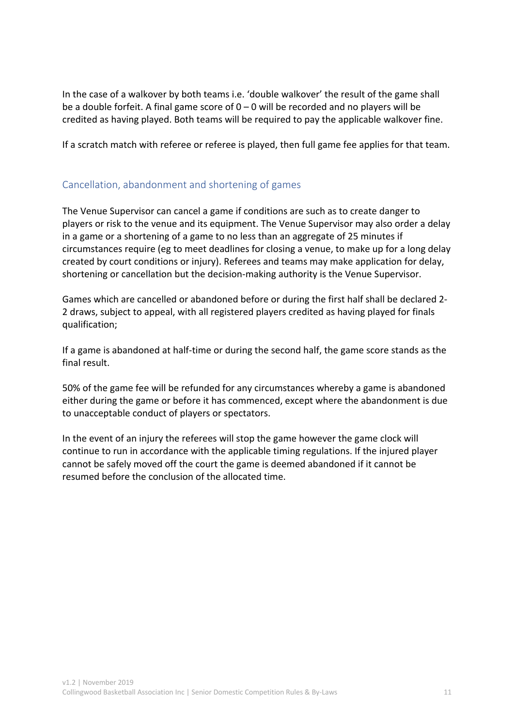In the case of a walkover by both teams i.e. 'double walkover' the result of the game shall be a double forfeit. A final game score of 0 – 0 will be recorded and no players will be credited as having played. Both teams will be required to pay the applicable walkover fine.

If a scratch match with referee or referee is played, then full game fee applies for that team.

## Cancellation, abandonment and shortening of games

The Venue Supervisor can cancel a game if conditions are such as to create danger to players or risk to the venue and its equipment. The Venue Supervisor may also order a delay in a game or a shortening of a game to no less than an aggregate of 25 minutes if circumstances require (eg to meet deadlines for closing a venue, to make up for a long delay created by court conditions or injury). Referees and teams may make application for delay, shortening or cancellation but the decision-making authority is the Venue Supervisor.

Games which are cancelled or abandoned before or during the first half shall be declared 2-2 draws, subject to appeal, with all registered players credited as having played for finals qualification;

If a game is abandoned at half-time or during the second half, the game score stands as the final result.

50% of the game fee will be refunded for any circumstances whereby a game is abandoned either during the game or before it has commenced, except where the abandonment is due to unacceptable conduct of players or spectators.

In the event of an injury the referees will stop the game however the game clock will continue to run in accordance with the applicable timing regulations. If the injured player cannot be safely moved off the court the game is deemed abandoned if it cannot be resumed before the conclusion of the allocated time.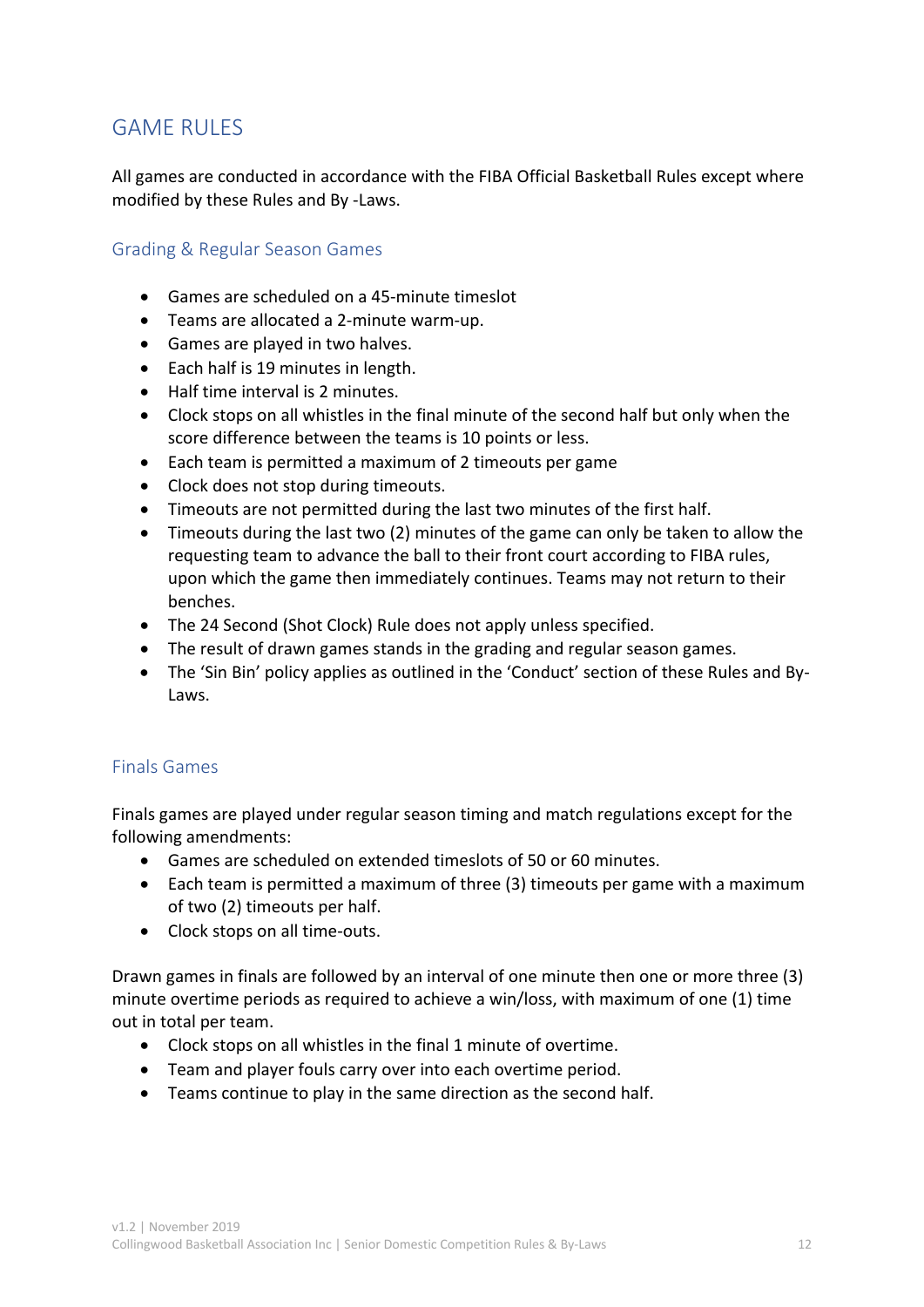## GAME RULES

All games are conducted in accordance with the FIBA Official Basketball Rules except where modified by these Rules and By -Laws.

### Grading & Regular Season Games

- Games are scheduled on a 45-minute timeslot
- Teams are allocated a 2-minute warm-up.
- Games are played in two halves.
- Each half is 19 minutes in length.
- Half time interval is 2 minutes.
- Clock stops on all whistles in the final minute of the second half but only when the score difference between the teams is 10 points or less.
- Each team is permitted a maximum of 2 timeouts per game
- Clock does not stop during timeouts.
- Timeouts are not permitted during the last two minutes of the first half.
- Timeouts during the last two (2) minutes of the game can only be taken to allow the requesting team to advance the ball to their front court according to FIBA rules, upon which the game then immediately continues. Teams may not return to their benches.
- The 24 Second (Shot Clock) Rule does not apply unless specified.
- The result of drawn games stands in the grading and regular season games.
- The 'Sin Bin' policy applies as outlined in the 'Conduct' section of these Rules and By-Laws.

### Finals Games

Finals games are played under regular season timing and match regulations except for the following amendments:

- Games are scheduled on extended timeslots of 50 or 60 minutes.
- Each team is permitted a maximum of three (3) timeouts per game with a maximum of two (2) timeouts per half.
- Clock stops on all time-outs.

Drawn games in finals are followed by an interval of one minute then one or more three (3) minute overtime periods as required to achieve a win/loss, with maximum of one (1) time out in total per team.

- Clock stops on all whistles in the final 1 minute of overtime.
- Team and player fouls carry over into each overtime period.
- Teams continue to play in the same direction as the second half.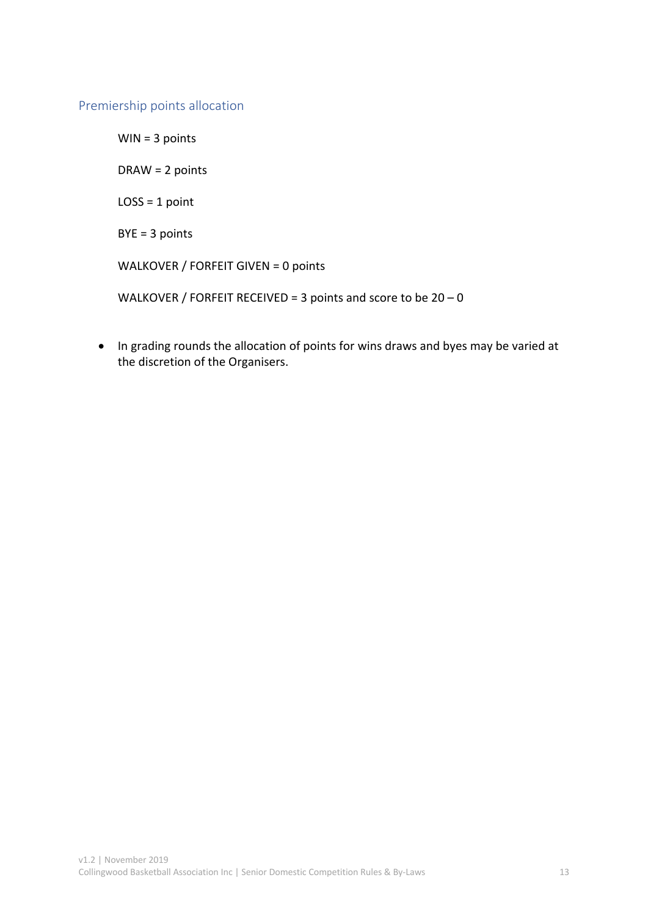## Premiership points allocation

WIN = 3 points

DRAW = 2 points

LOSS = 1 point

BYE = 3 points

WALKOVER / FORFEIT GIVEN = 0 points

WALKOVER / FORFEIT RECEIVED = 3 points and score to be 20 – 0

- In grading rounds the allocation of points for wins draws and byes may be varied at the discretion of the Organisers.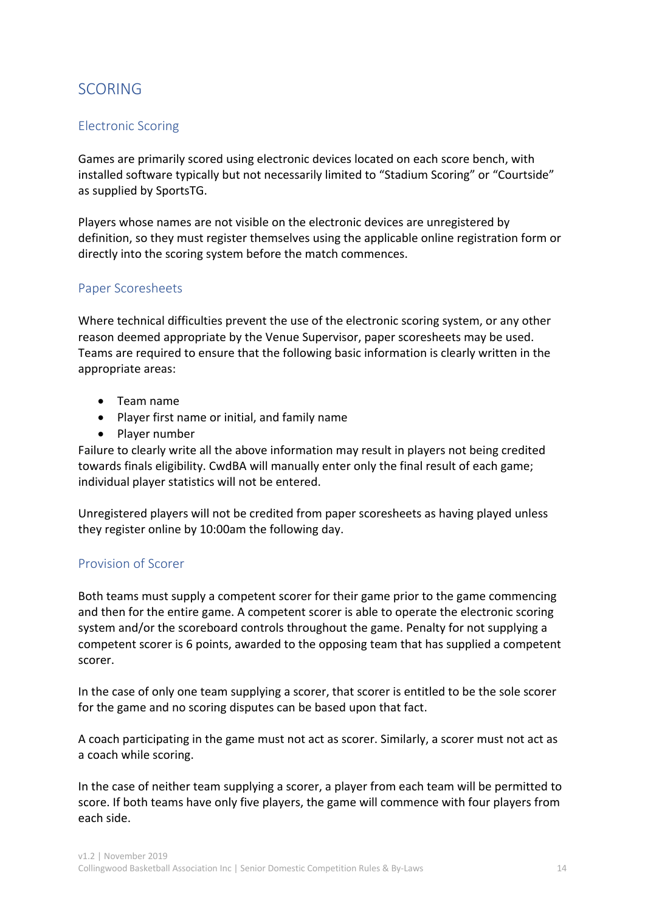# SCORING

## Electronic Scoring

Games are primarily scored using electronic devices located on each score bench, with installed software typically but not necessarily limited to “Stadium Scoring” or “Courtside” as supplied by SportsTG.

Players whose names are not visible on the electronic devices are unregistered by definition, so they must register themselves using the applicable online registration form or directly into the scoring system before the match commences.

## Paper Scoresheets

Where technical difficulties prevent the use of the electronic scoring system, or any other reason deemed appropriate by the Venue Supervisor, paper scoresheets may be used. Teams are required to ensure that the following basic information is clearly written in the appropriate areas:

- Team name
- Player first name or initial, and family name
- Player number

Failure to clearly write all the above information may result in players not being credited towards finals eligibility. CwdBA will manually enter only the final result of each game; individual player statistics will not be entered.

Unregistered players will not be credited from paper scoresheets as having played unless they register online by 10:00am the following day.

## Provision of Scorer

Both teams must supply a competent scorer for their game prior to the game commencing and then for the entire game. A competent scorer is able to operate the electronic scoring system and/or the scoreboard controls throughout the game. Penalty for not supplying a competent scorer is 6 points, awarded to the opposing team that has supplied a competent scorer.

In the case of only one team supplying a scorer, that scorer is entitled to be the sole scorer for the game and no scoring disputes can be based upon that fact.

A coach participating in the game must not act as scorer. Similarly, a scorer must not act as a coach while scoring.

In the case of neither team supplying a scorer, a player from each team will be permitted to score. If both teams have only five players, the game will commence with four players from each side.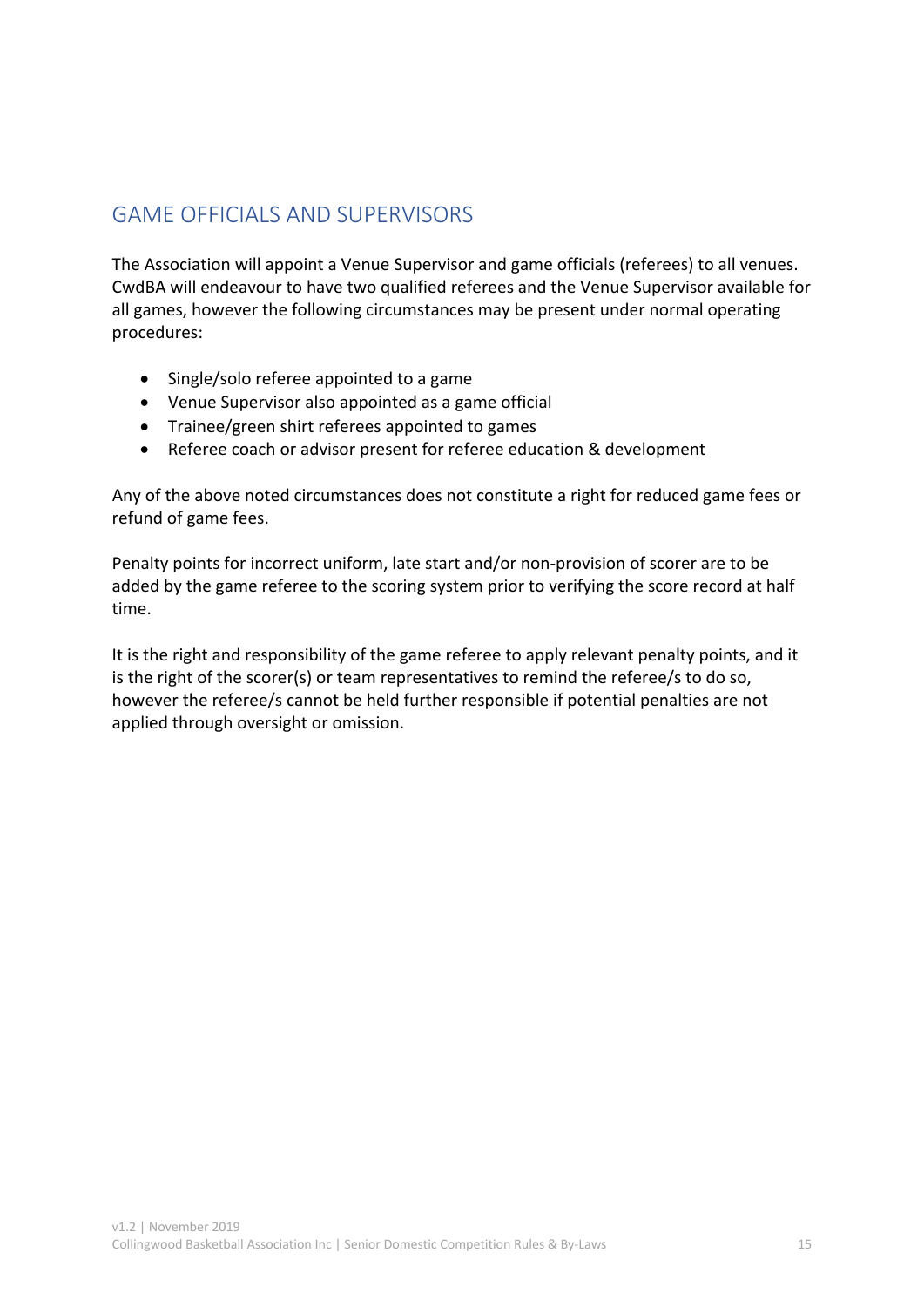## GAME OFFICIALS AND SUPERVISORS

The Association will appoint a Venue Supervisor and game officials (referees) to all venues. CwdBA will endeavour to have two qualified referees and the Venue Supervisor available for all games, however the following circumstances may be present under normal operating procedures:

- Single/solo referee appointed to a game
- Venue Supervisor also appointed as a game official
- Trainee/green shirt referees appointed to games
- Referee coach or advisor present for referee education & development

Any of the above noted circumstances does not constitute a right for reduced game fees or refund of game fees.

Penalty points for incorrect uniform, late start and/or non-provision of scorer are to be added by the game referee to the scoring system prior to verifying the score record at half time.

It is the right and responsibility of the game referee to apply relevant penalty points, and it is the right of the scorer(s) or team representatives to remind the referee/s to do so, however the referee/s cannot be held further responsible if potential penalties are not applied through oversight or omission.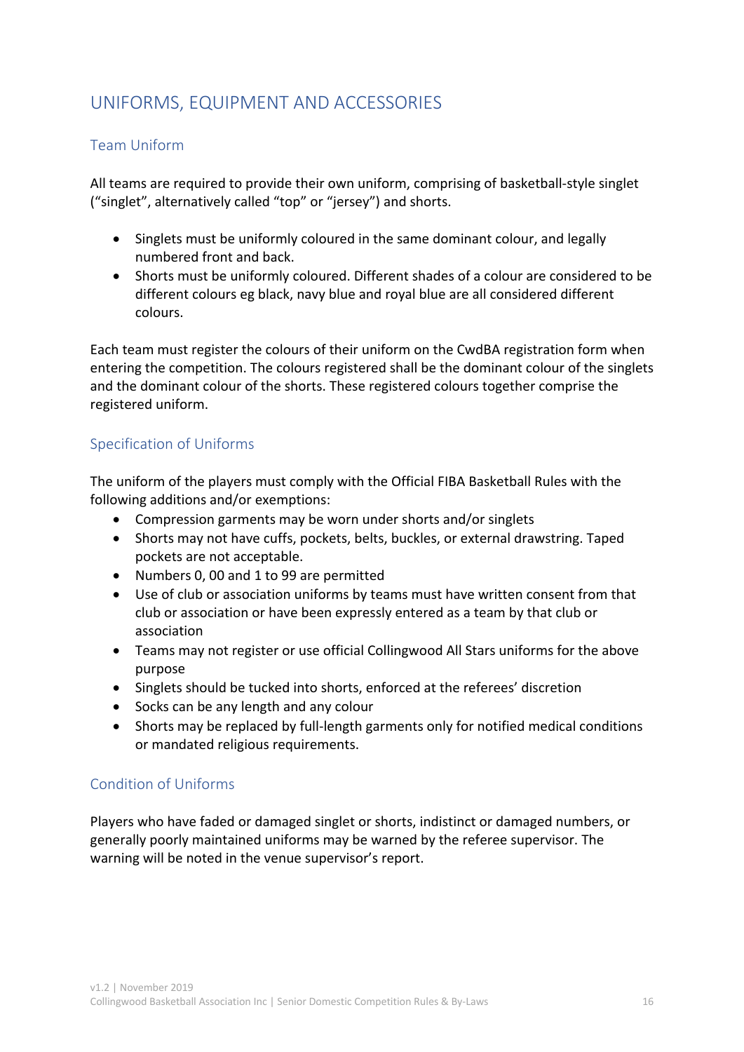# UNIFORMS, EQUIPMENT AND ACCESSORIES

## Team Uniform

All teams are required to provide their own uniform, comprising of basketball-style singlet ("singlet", alternatively called "top" or "jersey") and shorts.

- Singlets must be uniformly coloured in the same dominant colour, and legally numbered front and back.
- Shorts must be uniformly coloured. Different shades of a colour are considered to be different colours eg black, navy blue and royal blue are all considered different colours.

Each team must register the colours of their uniform on the CwdBA registration form when entering the competition. The colours registered shall be the dominant colour of the singlets and the dominant colour of the shorts. These registered colours together comprise the registered uniform.

## Specification of Uniforms

The uniform of the players must comply with the Official FIBA Basketball Rules with the following additions and/or exemptions:

- Compression garments may be worn under shorts and/or singlets
- Shorts may not have cuffs, pockets, belts, buckles, or external drawstring. Taped pockets are not acceptable.
- Numbers 0, 00 and 1 to 99 are permitted
- Use of club or association uniforms by teams must have written consent from that club or association or have been expressly entered as a team by that club or association
- Teams may not register or use official Collingwood All Stars uniforms for the above purpose
- Singlets should be tucked into shorts, enforced at the referees' discretion
- Socks can be any length and any colour
- Shorts may be replaced by full-length garments only for notified medical conditions or mandated religious requirements.

## Condition of Uniforms

Players who have faded or damaged singlet or shorts, indistinct or damaged numbers, or generally poorly maintained uniforms may be warned by the referee supervisor. The warning will be noted in the venue supervisor's report.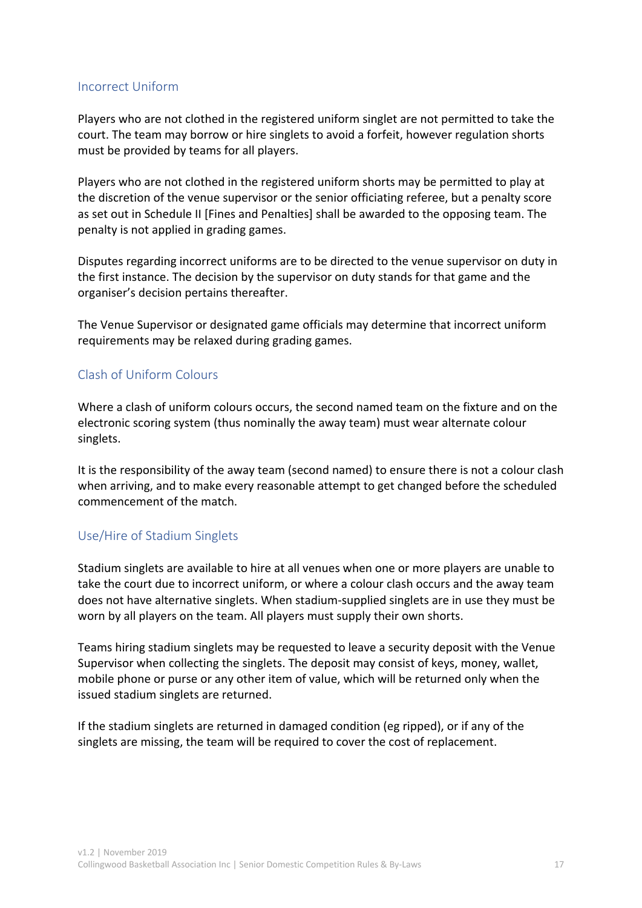## Incorrect Uniform

Players who are not clothed in the registered uniform singlet are not permitted to take the court. The team may borrow or hire singlets to avoid a forfeit, however regulation shorts must be provided by teams for all players.

Players who are not clothed in the registered uniform shorts may be permitted to play at the discretion of the venue supervisor or the senior officiating referee, but a penalty score as set out in Schedule II [Fines and Penalties] shall be awarded to the opposing team. The penalty is not applied in grading games.

Disputes regarding incorrect uniforms are to be directed to the venue supervisor on duty in the first instance. The decision by the supervisor on duty stands for that game and the organiser's decision pertains thereafter.

The Venue Supervisor or designated game officials may determine that incorrect uniform requirements may be relaxed during grading games.

## Clash of Uniform Colours

Where a clash of uniform colours occurs, the second named team on the fixture and on the electronic scoring system (thus nominally the away team) must wear alternate colour singlets.

It is the responsibility of the away team (second named) to ensure there is not a colour clash when arriving, and to make every reasonable attempt to get changed before the scheduled commencement of the match.

## Use/Hire of Stadium Singlets

Stadium singlets are available to hire at all venues when one or more players are unable to take the court due to incorrect uniform, or where a colour clash occurs and the away team does not have alternative singlets. When stadium-supplied singlets are in use they must be worn by all players on the team. All players must supply their own shorts.

Teams hiring stadium singlets may be requested to leave a security deposit with the Venue Supervisor when collecting the singlets. The deposit may consist of keys, money, wallet, mobile phone or purse or any other item of value, which will be returned only when the issued stadium singlets are returned.

If the stadium singlets are returned in damaged condition (eg ripped), or if any of the singlets are missing, the team will be required to cover the cost of replacement.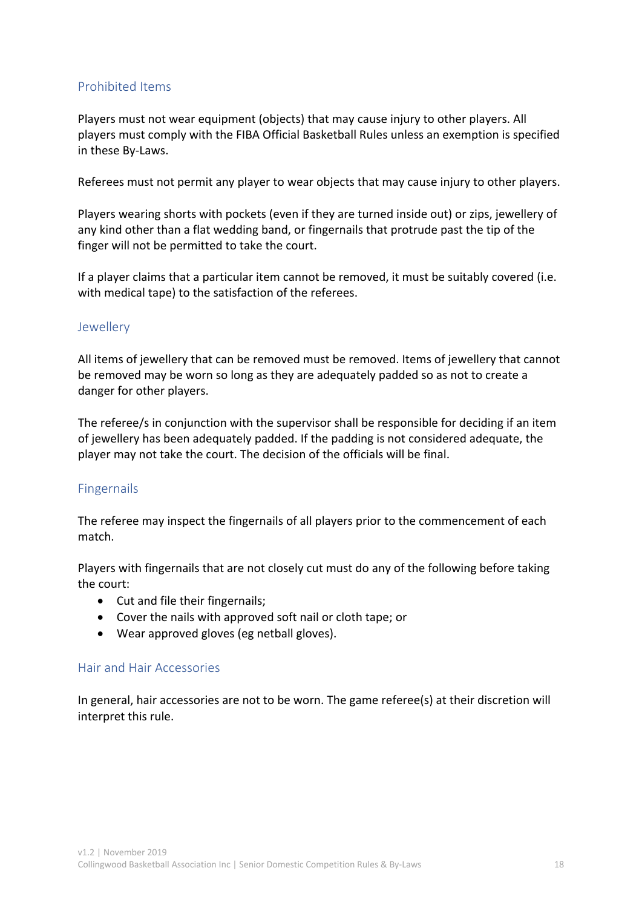## Prohibited Items

Players must not wear equipment (objects) that may cause injury to other players. All players must comply with the FIBA Official Basketball Rules unless an exemption is specified in these By-Laws.

Referees must not permit any player to wear objects that may cause injury to other players.

Players wearing shorts with pockets (even if they are turned inside out) or zips, jewellery of any kind other than a flat wedding band, or fingernails that protrude past the tip of the finger will not be permitted to take the court.

If a player claims that a particular item cannot be removed, it must be suitably covered (i.e. with medical tape) to the satisfaction of the referees.

## Jewellery

All items of jewellery that can be removed must be removed. Items of jewellery that cannot be removed may be worn so long as they are adequately padded so as not to create a danger for other players.

The referee/s in conjunction with the supervisor shall be responsible for deciding if an item of jewellery has been adequately padded. If the padding is not considered adequate, the player may not take the court. The decision of the officials will be final.

## Fingernails

The referee may inspect the fingernails of all players prior to the commencement of each match.

Players with fingernails that are not closely cut must do any of the following before taking the court:

- Cut and file their fingernails;
- Cover the nails with approved soft nail or cloth tape; or
- Wear approved gloves (eg netball gloves).

## Hair and Hair Accessories

In general, hair accessories are not to be worn. The game referee(s) at their discretion will interpret this rule.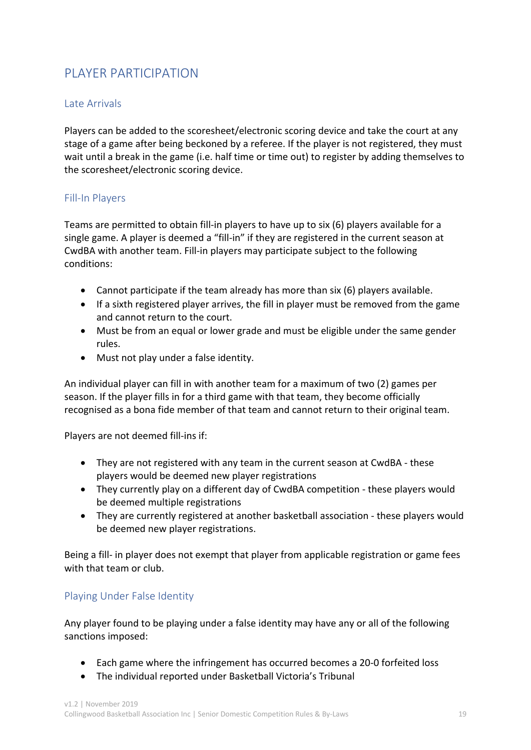## PLAYER PARTICIPATION

### Late Arrivals

Players can be added to the scoresheet/electronic scoring device and take the court at any stage of a game after being beckoned by a referee. If the player is not registered, they must wait until a break in the game (i.e. half time or time out) to register by adding themselves to the scoresheet/electronic scoring device.

### Fill-In Players

Teams are permitted to obtain fill-in players to have up to six (6) players available for a single game. A player is deemed a "fill-in" if they are registered in the current season at CwdBA with another team. Fill-in players may participate subject to the following conditions:

- Cannot participate if the team already has more than six (6) players available.
- If a sixth registered player arrives, the fill in player must be removed from the game and cannot return to the court.
- Must be from an equal or lower grade and must be eligible under the same gender rules.
- Must not play under a false identity.

An individual player can fill in with another team for a maximum of two (2) games per season. If the player fills in for a third game with that team, they become officially recognised as a bona fide member of that team and cannot return to their original team.

Players are not deemed fill-ins if:

- They are not registered with any team in the current season at CwdBA - these players would be deemed new player registrations
- They currently play on a different day of CwdBA competition - these players would be deemed multiple registrations
- They are currently registered at another basketball association - these players would be deemed new player registrations.

Being a fill- in player does not exempt that player from applicable registration or game fees with that team or club.

### Playing Under False Identity

Any player found to be playing under a false identity may have any or all of the following sanctions imposed:

- Each game where the infringement has occurred becomes a 20-0 forfeited loss
- The individual reported under Basketball Victoria's Tribunal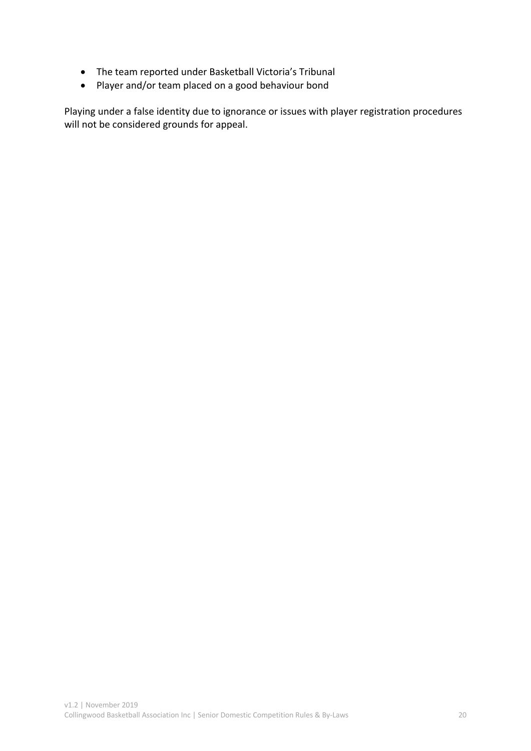- The team reported under Basketball Victoria's Tribunal
- Player and/or team placed on a good behaviour bond

Playing under a false identity due to ignorance or issues with player registration procedures will not be considered grounds for appeal.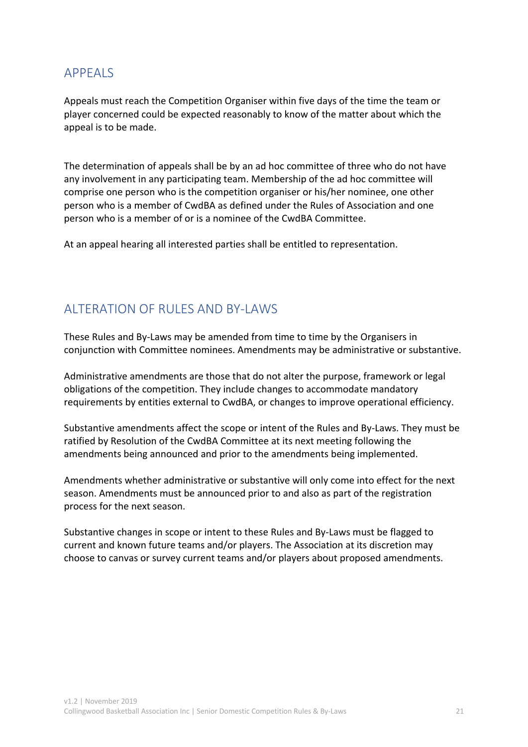## APPEALS

Appeals must reach the Competition Organiser within five days of the time the team or player concerned could be expected reasonably to know of the matter about which the appeal is to be made.

The determination of appeals shall be by an ad hoc committee of three who do not have any involvement in any participating team. Membership of the ad hoc committee will comprise one person who is the competition organiser or his/her nominee, one other person who is a member of CwdBA as defined under the Rules of Association and one person who is a member of or is a nominee of the CwdBA Committee.

At an appeal hearing all interested parties shall be entitled to representation.

## ALTERATION OF RULES AND BY-LAWS

These Rules and By-Laws may be amended from time to time by the Organisers in conjunction with Committee nominees. Amendments may be administrative or substantive.

Administrative amendments are those that do not alter the purpose, framework or legal obligations of the competition. They include changes to accommodate mandatory requirements by entities external to CwdBA, or changes to improve operational efficiency.

Substantive amendments affect the scope or intent of the Rules and By-Laws. They must be ratified by Resolution of the CwdBA Committee at its next meeting following the amendments being announced and prior to the amendments being implemented.

Amendments whether administrative or substantive will only come into effect for the next season. Amendments must be announced prior to and also as part of the registration process for the next season.

Substantive changes in scope or intent to these Rules and By-Laws must be flagged to current and known future teams and/or players. The Association at its discretion may choose to canvas or survey current teams and/or players about proposed amendments.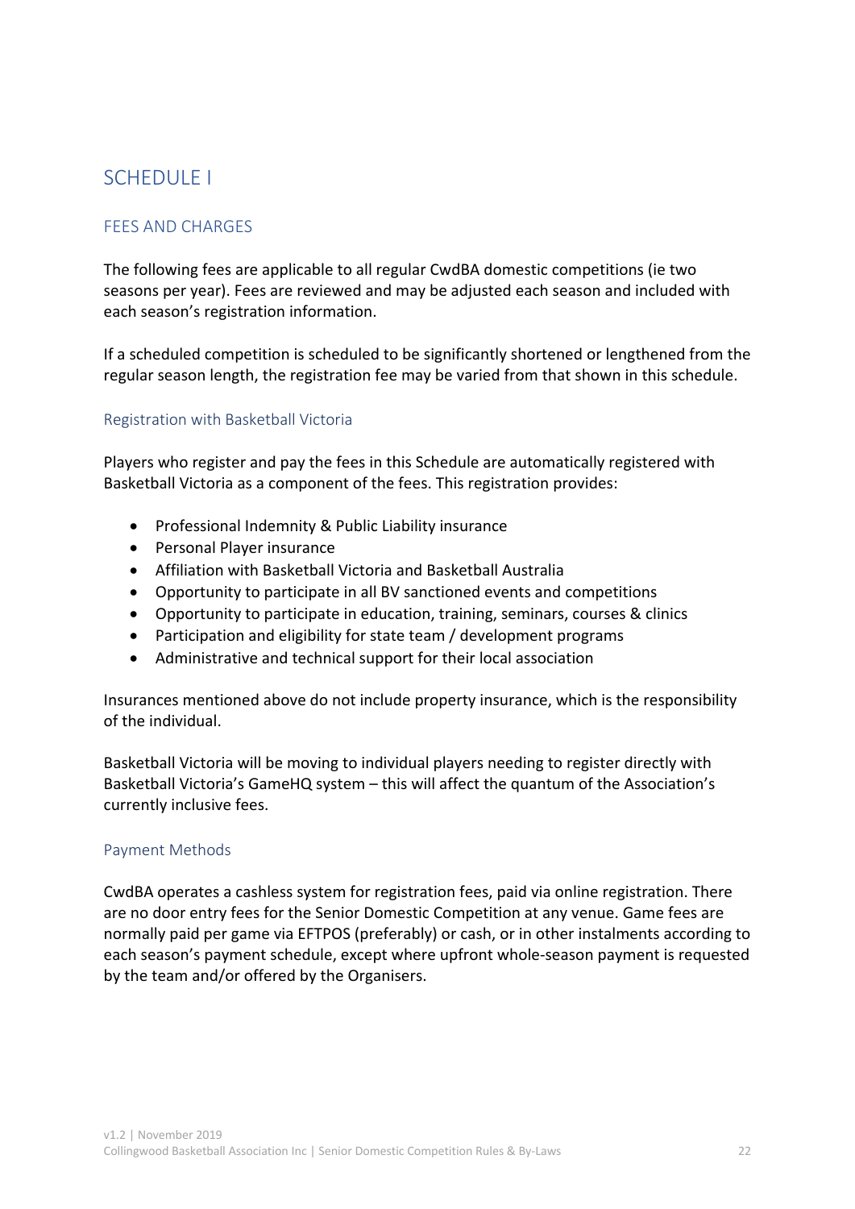# SCHEDULE I

## FEES AND CHARGES

The following fees are applicable to all regular CwdBA domestic competitions (ie two seasons per year). Fees are reviewed and may be adjusted each season and included with each season's registration information.

If a scheduled competition is scheduled to be significantly shortened or lengthened from the regular season length, the registration fee may be varied from that shown in this schedule.

### Registration with Basketball Victoria

Players who register and pay the fees in this Schedule are automatically registered with Basketball Victoria as a component of the fees. This registration provides:

- Professional Indemnity & Public Liability insurance
- Personal Player insurance
- Affiliation with Basketball Victoria and Basketball Australia
- Opportunity to participate in all BV sanctioned events and competitions
- Opportunity to participate in education, training, seminars, courses & clinics
- Participation and eligibility for state team / development programs
- Administrative and technical support for their local association

Insurances mentioned above do not include property insurance, which is the responsibility of the individual.

Basketball Victoria will be moving to individual players needing to register directly with Basketball Victoria's GameHQ system – this will affect the quantum of the Association's currently inclusive fees.

### Payment Methods

CwdBA operates a cashless system for registration fees, paid via online registration. There are no door entry fees for the Senior Domestic Competition at any venue. Game fees are normally paid per game via EFTPOS (preferably) or cash, or in other instalments according to each season's payment schedule, except where upfront whole-season payment is requested by the team and/or offered by the Organisers.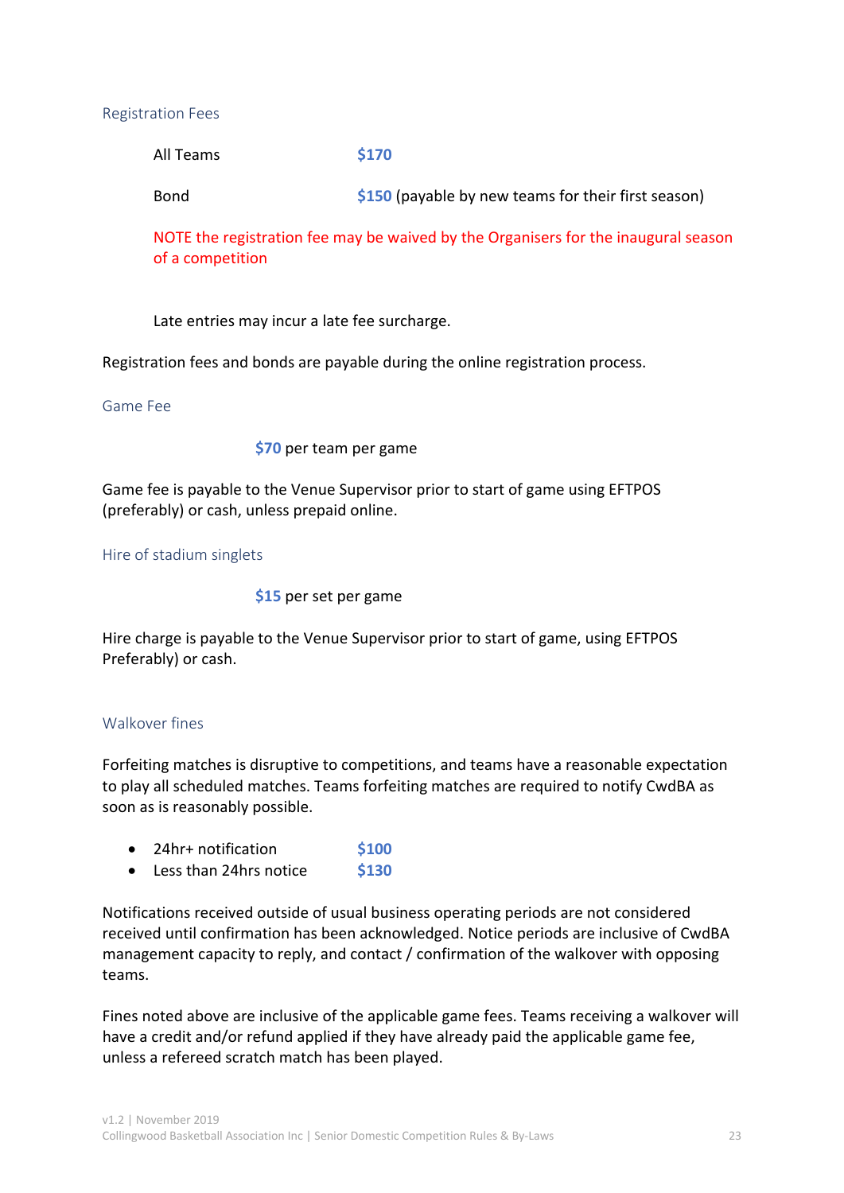## Registration Fees

| | |
|---|---|
| All Teams | **$170** |
| Bond | **$150** (payable by new teams for their first season) |

NOTE the registration fee may be waived by the Organisers for the inaugural season of a competition

Late entries may incur a late fee surcharge.

Registration fees and bonds are payable during the online registration process.

## Game Fee

**$70** per team per game

Game fee is payable to the Venue Supervisor prior to start of game using EFTPOS (preferably) or cash, unless prepaid online.

## Hire of stadium singlets

**$15** per set per game

Hire charge is payable to the Venue Supervisor prior to start of game, using EFTPOS Preferably) or cash.

## Walkover fines

Forfeiting matches is disruptive to competitions, and teams have a reasonable expectation to play all scheduled matches. Teams forfeiting matches are required to notify CwdBA as soon as is reasonably possible.

- 24hr+ notification **$100**
- Less than 24hrs notice **$130**

Notifications received outside of usual business operating periods are not considered received until confirmation has been acknowledged. Notice periods are inclusive of CwdBA management capacity to reply, and contact / confirmation of the walkover with opposing teams.

Fines noted above are inclusive of the applicable game fees. Teams receiving a walkover will have a credit and/or refund applied if they have already paid the applicable game fee, unless a refereed scratch match has been played.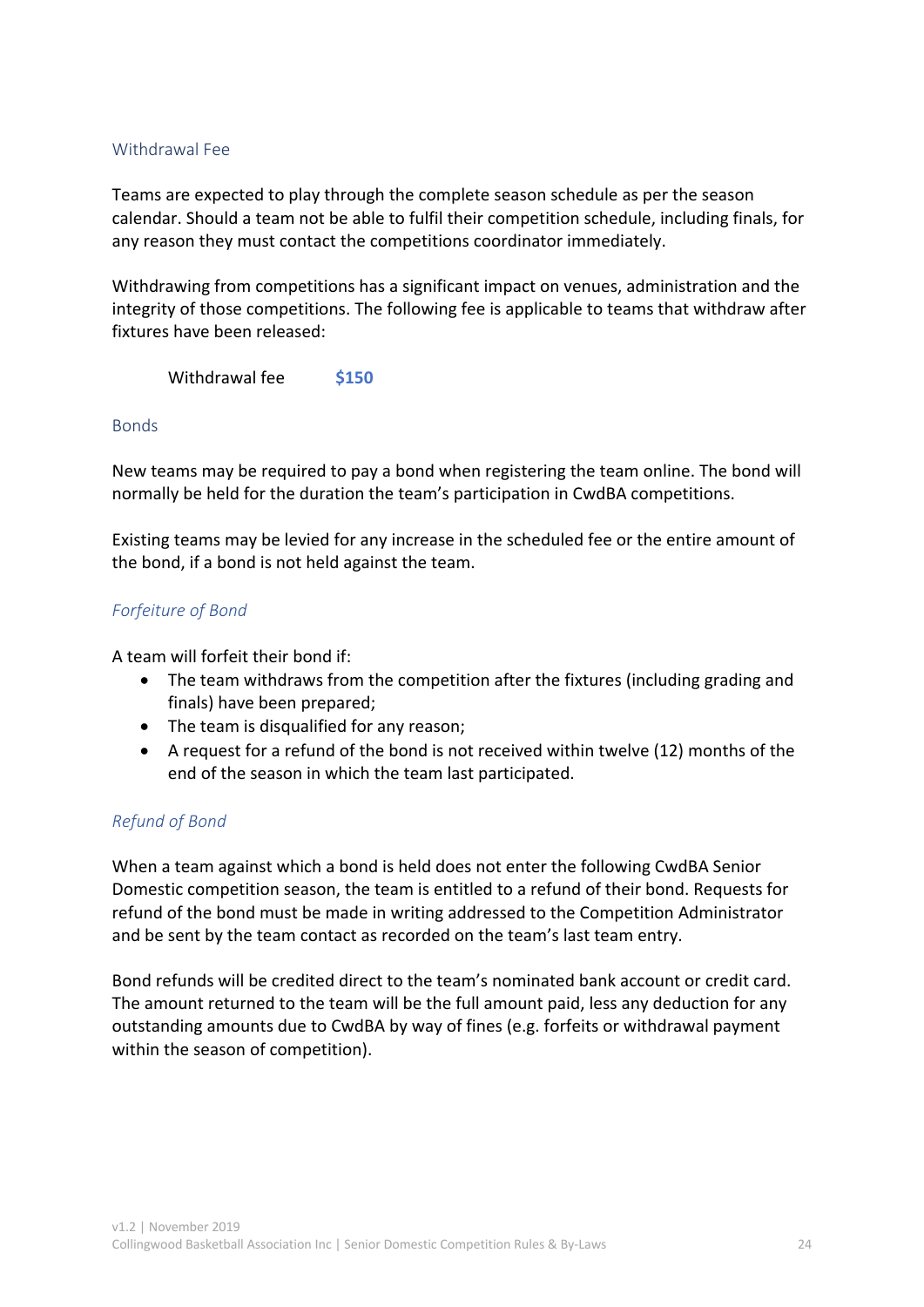## Withdrawal Fee

Teams are expected to play through the complete season schedule as per the season calendar. Should a team not be able to fulfil their competition schedule, including finals, for any reason they must contact the competitions coordinator immediately.

Withdrawing from competitions has a significant impact on venues, administration and the integrity of those competitions. The following fee is applicable to teams that withdraw after fixtures have been released:

| Withdrawal fee | **$150** |
|---|---|

## Bonds

New teams may be required to pay a bond when registering the team online. The bond will normally be held for the duration the team's participation in CwdBA competitions.

Existing teams may be levied for any increase in the scheduled fee or the entire amount of the bond, if a bond is not held against the team.

### *Forfeiture of Bond*

A team will forfeit their bond if:

- The team withdraws from the competition after the fixtures (including grading and finals) have been prepared;
- The team is disqualified for any reason;
- A request for a refund of the bond is not received within twelve (12) months of the end of the season in which the team last participated.

### *Refund of Bond*

When a team against which a bond is held does not enter the following CwdBA Senior Domestic competition season, the team is entitled to a refund of their bond. Requests for refund of the bond must be made in writing addressed to the Competition Administrator and be sent by the team contact as recorded on the team's last team entry.

Bond refunds will be credited direct to the team's nominated bank account or credit card. The amount returned to the team will be the full amount paid, less any deduction for any outstanding amounts due to CwdBA by way of fines (e.g. forfeits or withdrawal payment within the season of competition).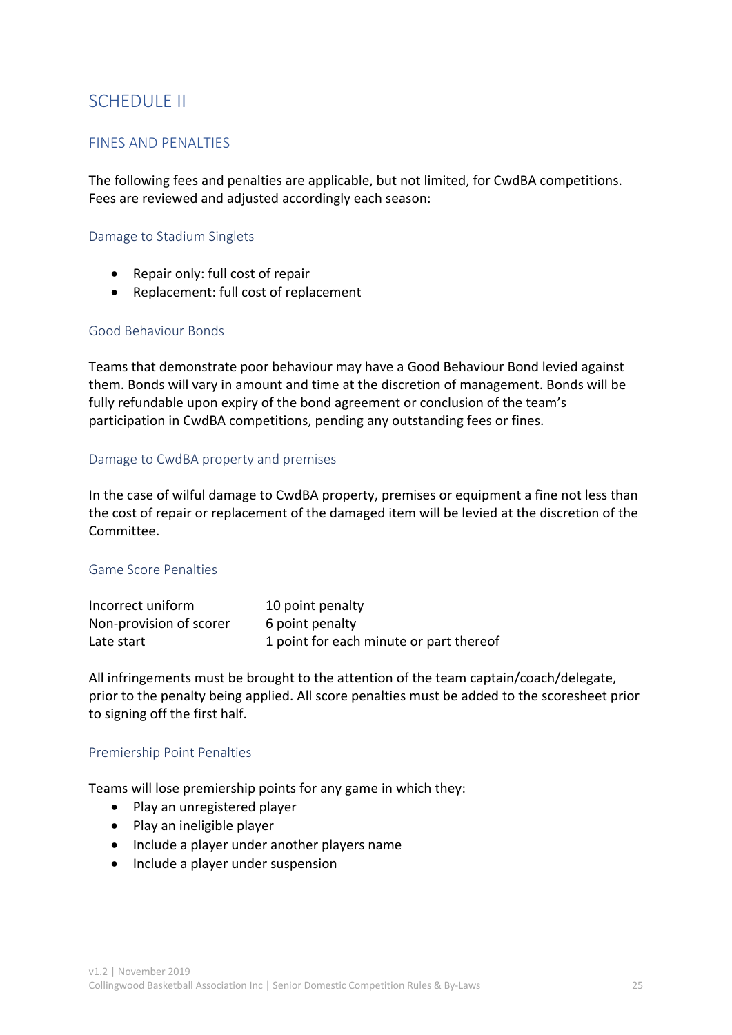# SCHEDULE II

## FINES AND PENALTIES

The following fees and penalties are applicable, but not limited, for CwdBA competitions. Fees are reviewed and adjusted accordingly each season:

### Damage to Stadium Singlets

- Repair only: full cost of repair
- Replacement: full cost of replacement

### Good Behaviour Bonds

Teams that demonstrate poor behaviour may have a Good Behaviour Bond levied against them. Bonds will vary in amount and time at the discretion of management. Bonds will be fully refundable upon expiry of the bond agreement or conclusion of the team's participation in CwdBA competitions, pending any outstanding fees or fines.

### Damage to CwdBA property and premises

In the case of wilful damage to CwdBA property, premises or equipment a fine not less than the cost of repair or replacement of the damaged item will be levied at the discretion of the Committee.

### Game Score Penalties

| | |
|---|---|
| Incorrect uniform | 10 point penalty |
| Non-provision of scorer | 6 point penalty |
| Late start | 1 point for each minute or part thereof |

All infringements must be brought to the attention of the team captain/coach/delegate, prior to the penalty being applied. All score penalties must be added to the scoresheet prior to signing off the first half.

### Premiership Point Penalties

Teams will lose premiership points for any game in which they:

- Play an unregistered player
- Play an ineligible player
- Include a player under another players name
- Include a player under suspension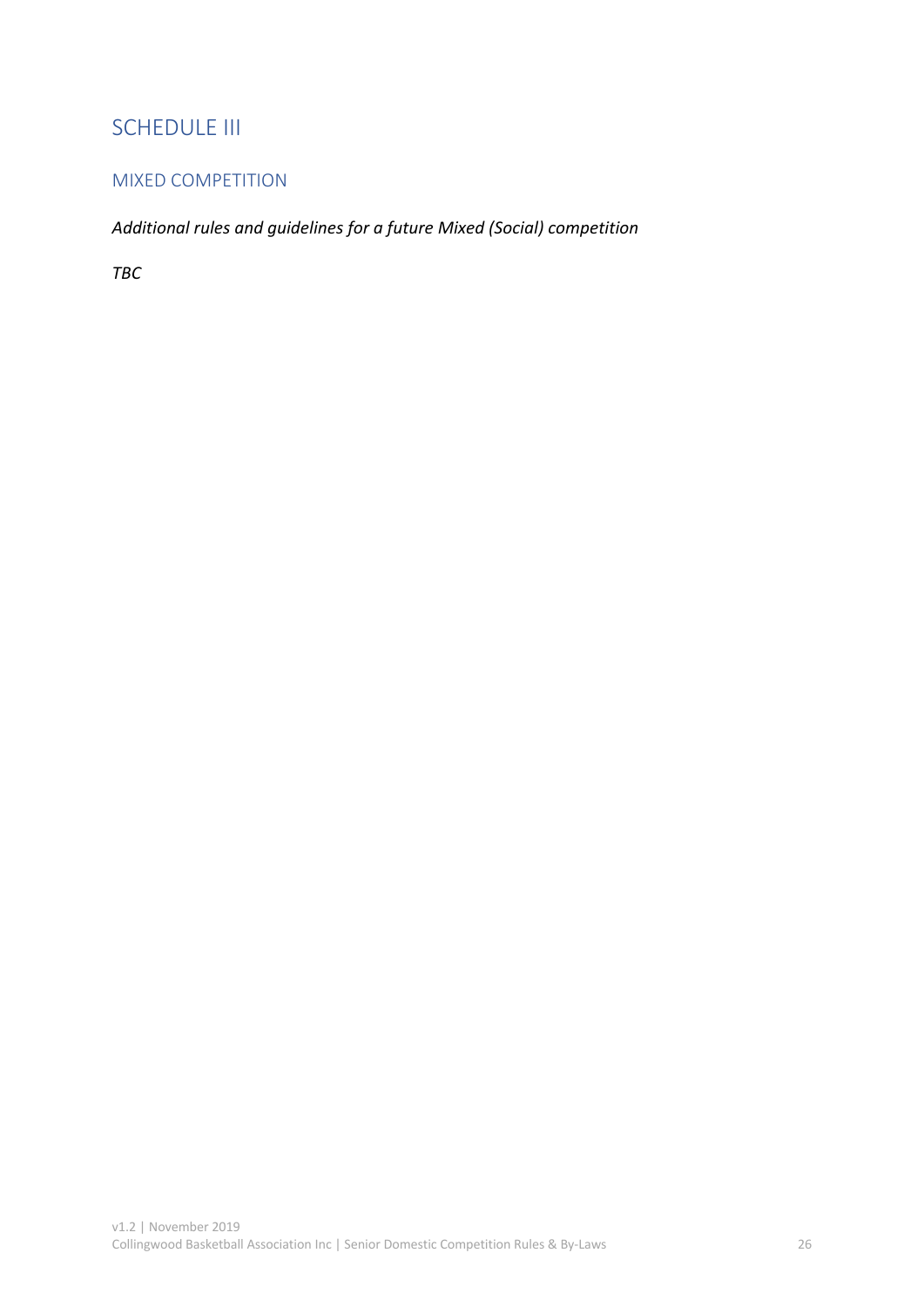# SCHEDULE III

## MIXED COMPETITION

*Additional rules and guidelines for a future Mixed (Social) competition*

*TBC*